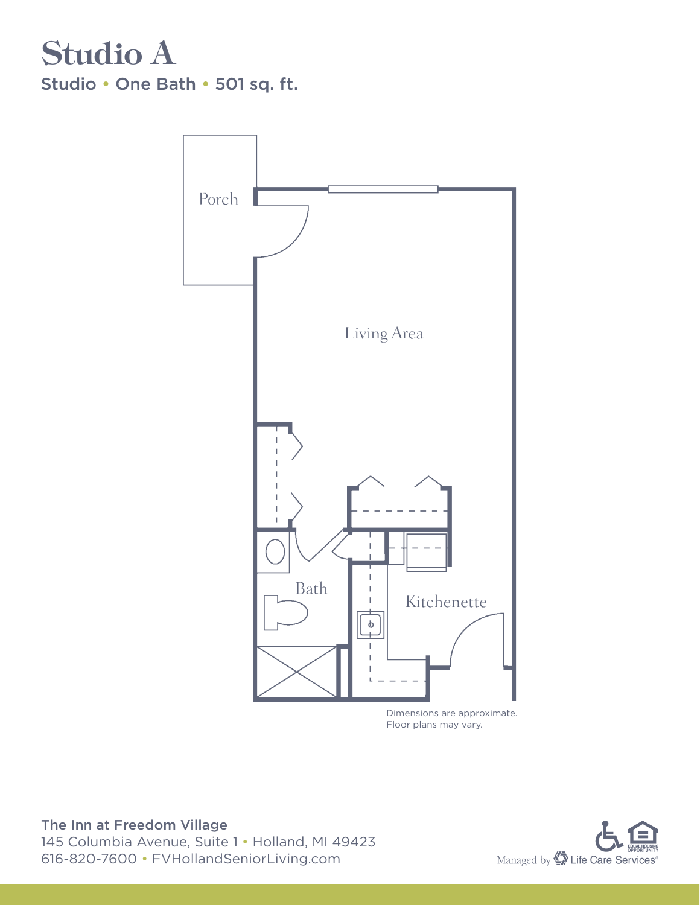# Studio A

Studio • One Bath • 501 sq. ft.

Porch

Living Area

Bath

Kitchenette

Dimensions are approximate.
Floor plans may vary.

**The Inn at Freedom Village**
145 Columbia Avenue, Suite 1 • Holland, MI 49423
616-820-7600 • FVHollandSeniorLiving.com

Managed by Life Care Services®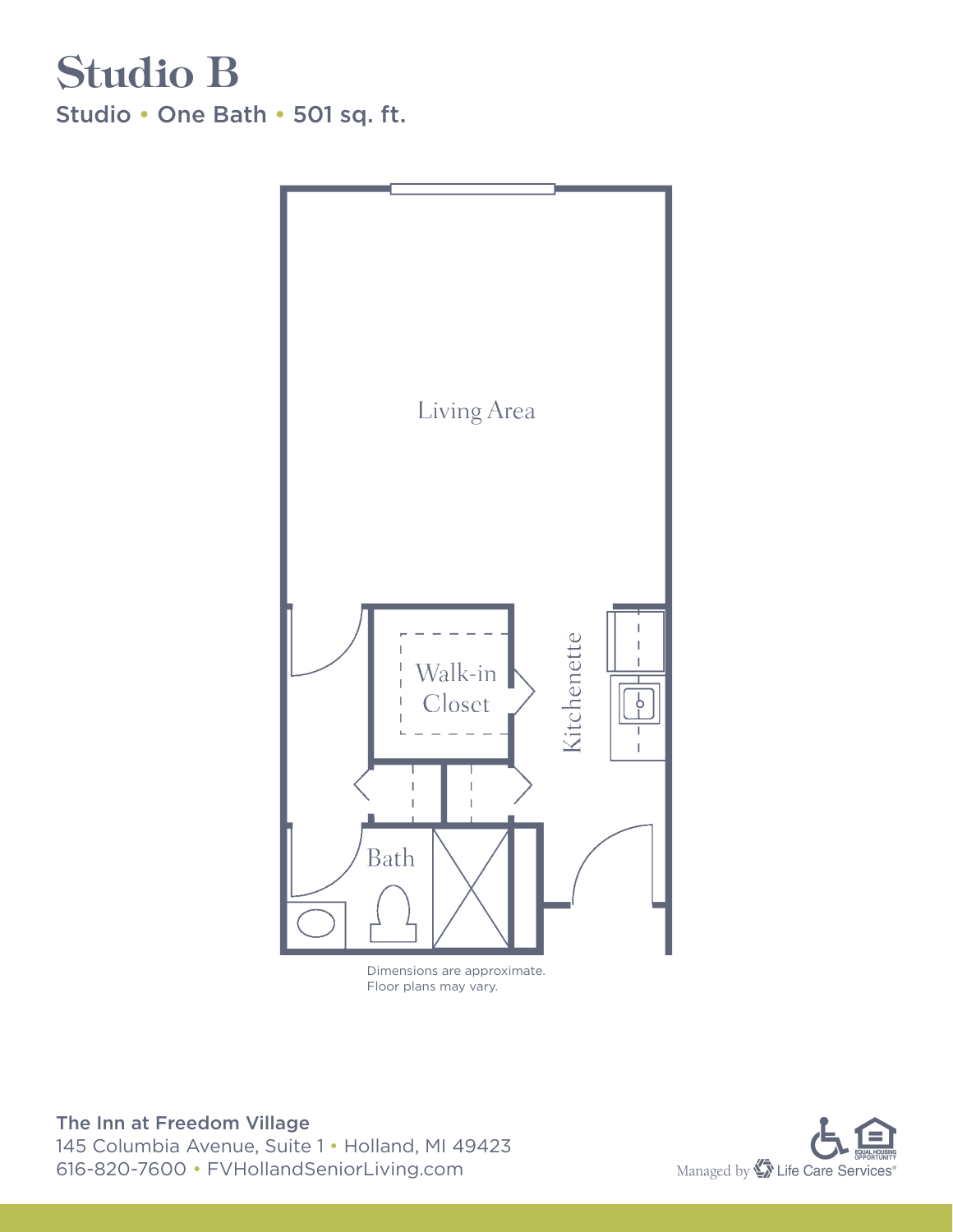# Studio B

Studio • One Bath • 501 sq. ft.

Living Area

Walk-in Closet

Kitchenette

Bath

Dimensions are approximate.
Floor plans may vary.

**The Inn at Freedom Village**
145 Columbia Avenue, Suite 1 • Holland, MI 49423
616-820-7600 • FVHollandSeniorLiving.com

Managed by Life Care Services®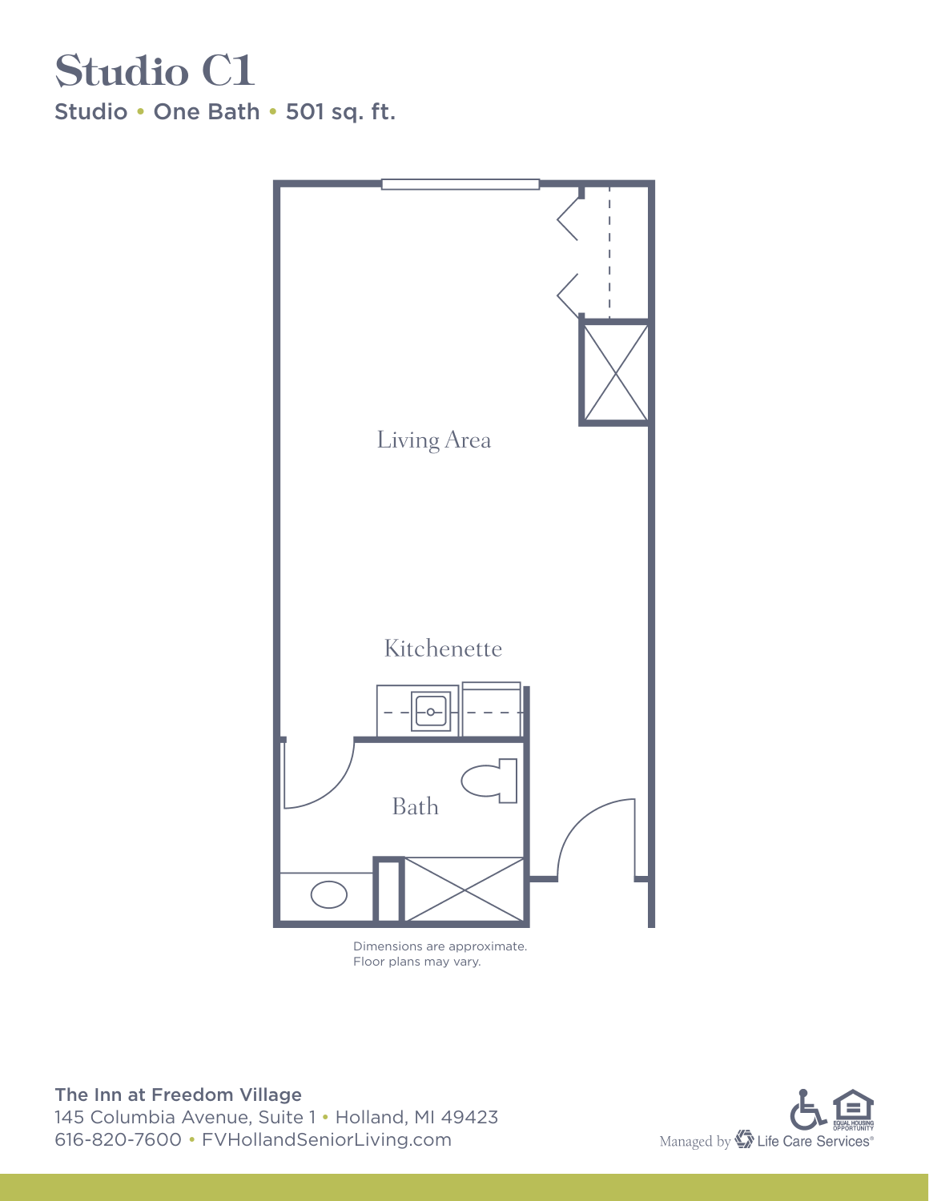# Studio C1

Studio • One Bath • 501 sq. ft.

Living Area

Kitchenette

Bath

Dimensions are approximate.
Floor plans may vary.

**The Inn at Freedom Village**
145 Columbia Avenue, Suite 1 • Holland, MI 49423
616-820-7600 • FVHollandSeniorLiving.com

Managed by Life Care Services®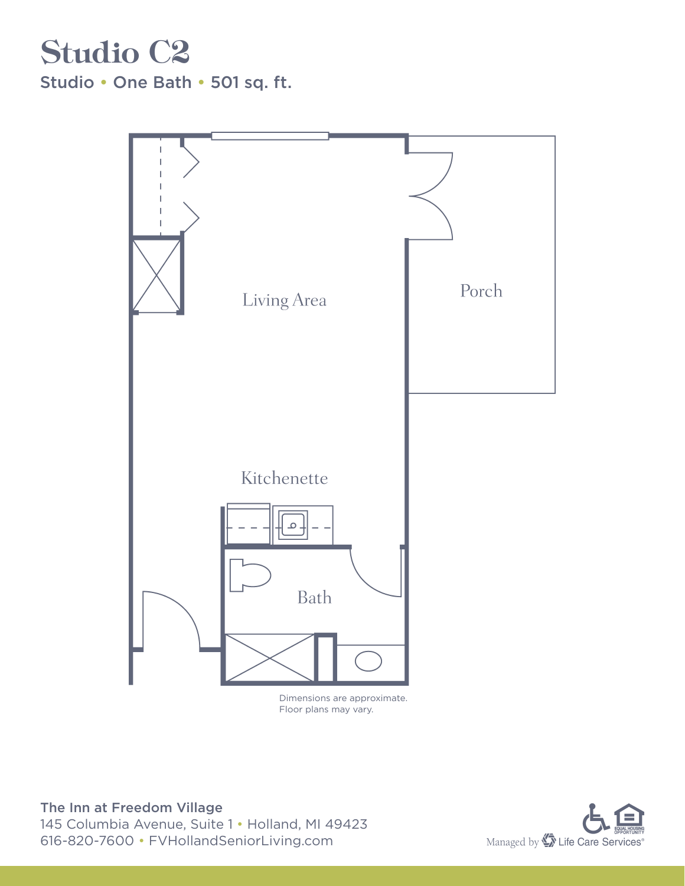# Studio C2

**Studio • One Bath • 501 sq. ft.**

Living Area

Porch

Kitchenette

Bath

Dimensions are approximate.
Floor plans may vary.

**The Inn at Freedom Village**
145 Columbia Avenue, Suite 1 • Holland, MI 49423
616-820-7600 • FVHollandSeniorLiving.com

Managed by Life Care Services®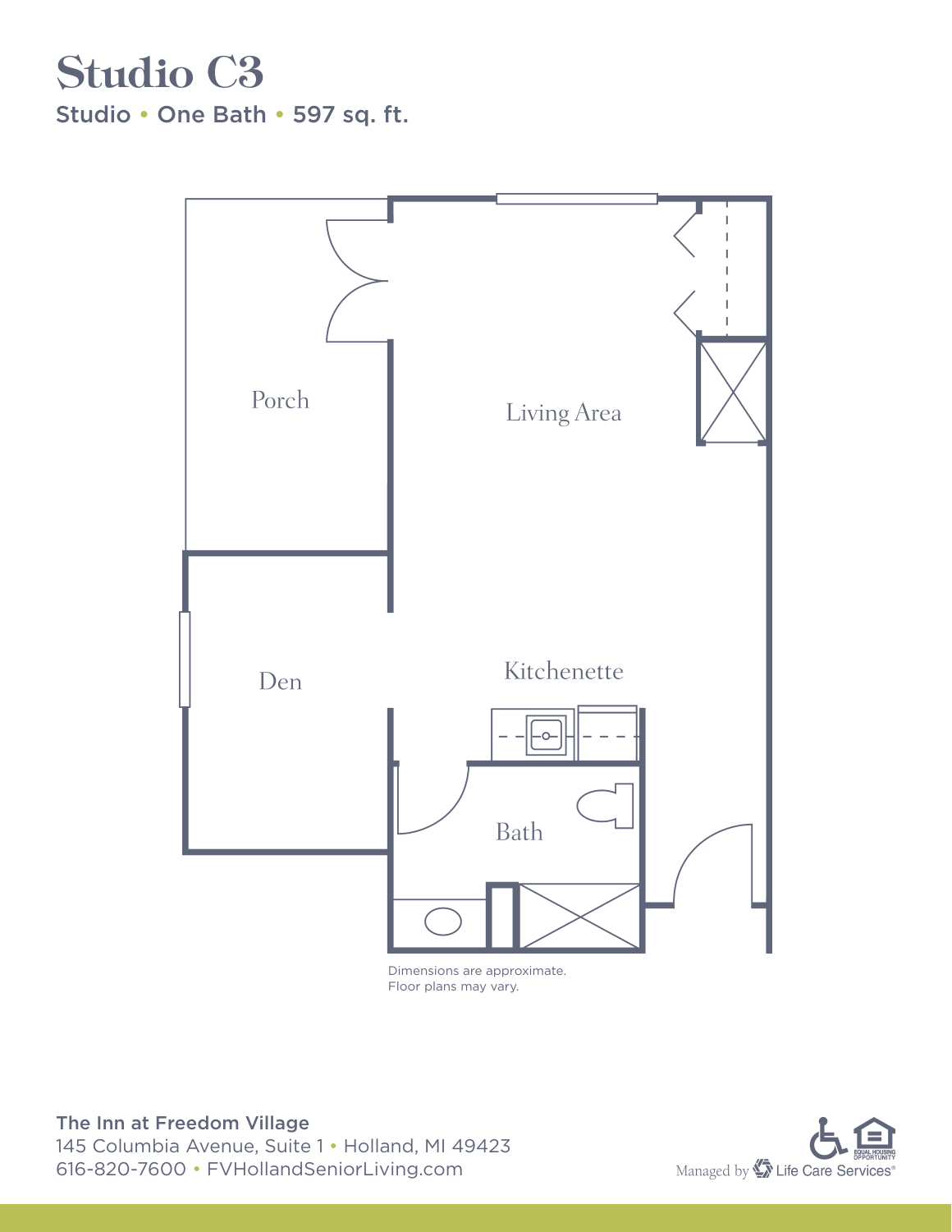# Studio C3

Studio • One Bath • 597 sq. ft.

Porch

Living Area

Den

Kitchenette

Bath

Dimensions are approximate.
Floor plans may vary.

**The Inn at Freedom Village**
145 Columbia Avenue, Suite 1 • Holland, MI 49423
616-820-7600 • FVHollandSeniorLiving.com

Managed by Life Care Services®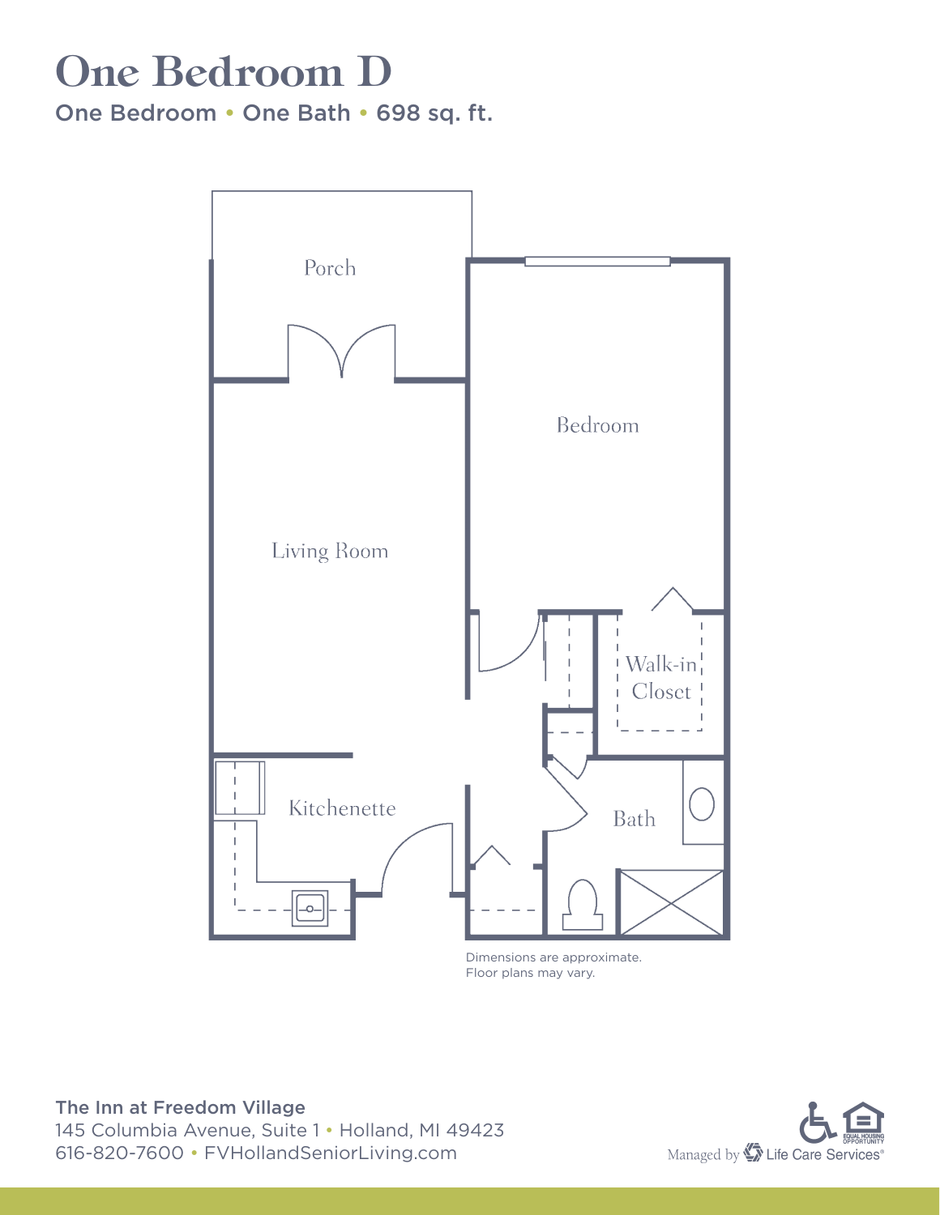# One Bedroom D

## One Bedroom • One Bath • 698 sq. ft.

Porch

Bedroom

Living Room

Walk-in Closet

Kitchenette

Bath

Dimensions are approximate.
Floor plans may vary.

**The Inn at Freedom Village**
145 Columbia Avenue, Suite 1 • Holland, MI 49423
616-820-7600 • FVHollandSeniorLiving.com

Managed by Life Care Services®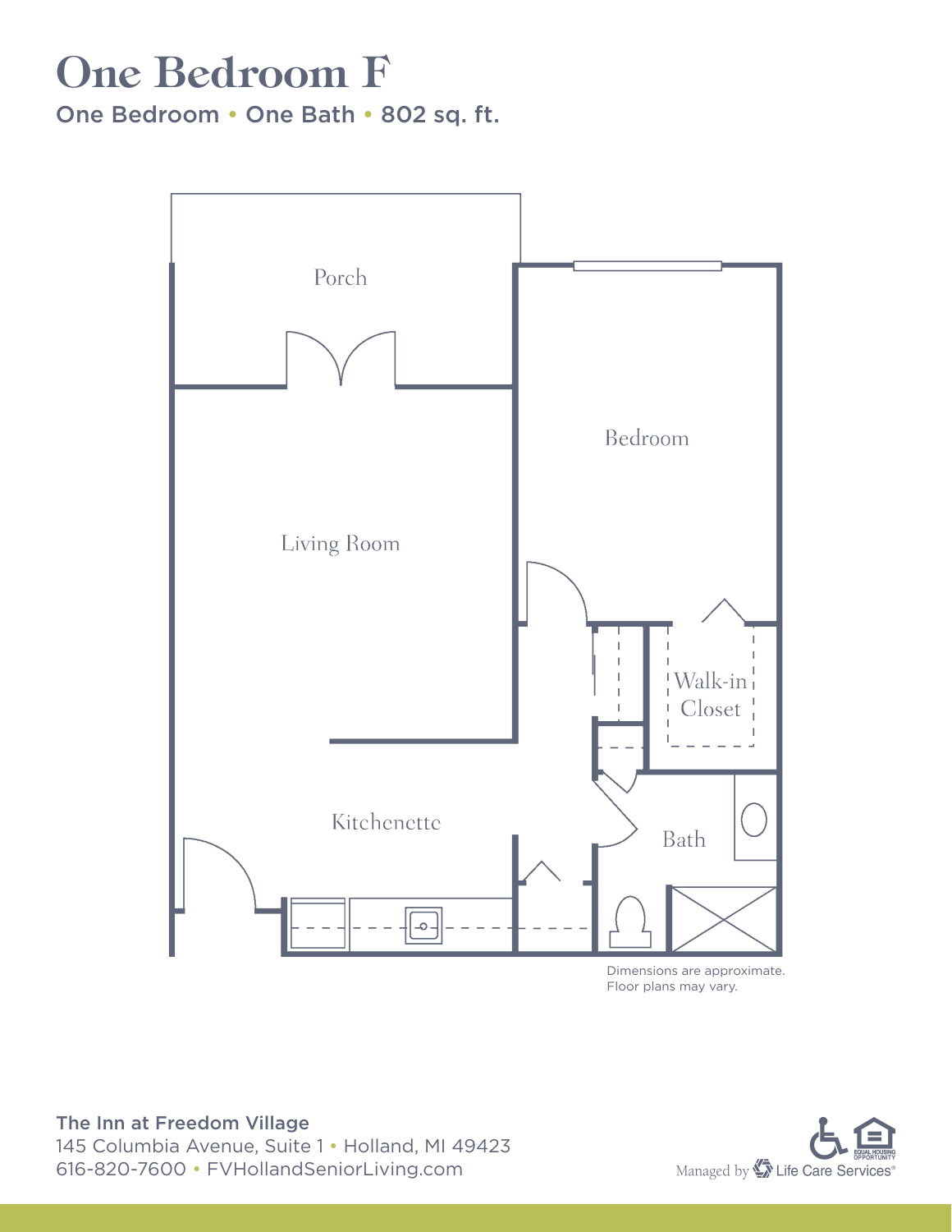# One Bedroom F

## One Bedroom • One Bath • 802 sq. ft.

Porch

Bedroom

Living Room

Walk-in Closet

Kitchenette

Bath

Dimensions are approximate.
Floor plans may vary.

**The Inn at Freedom Village**
145 Columbia Avenue, Suite 1 • Holland, MI 49423
616-820-7600 • FVHollandSeniorLiving.com

Managed by Life Care Services®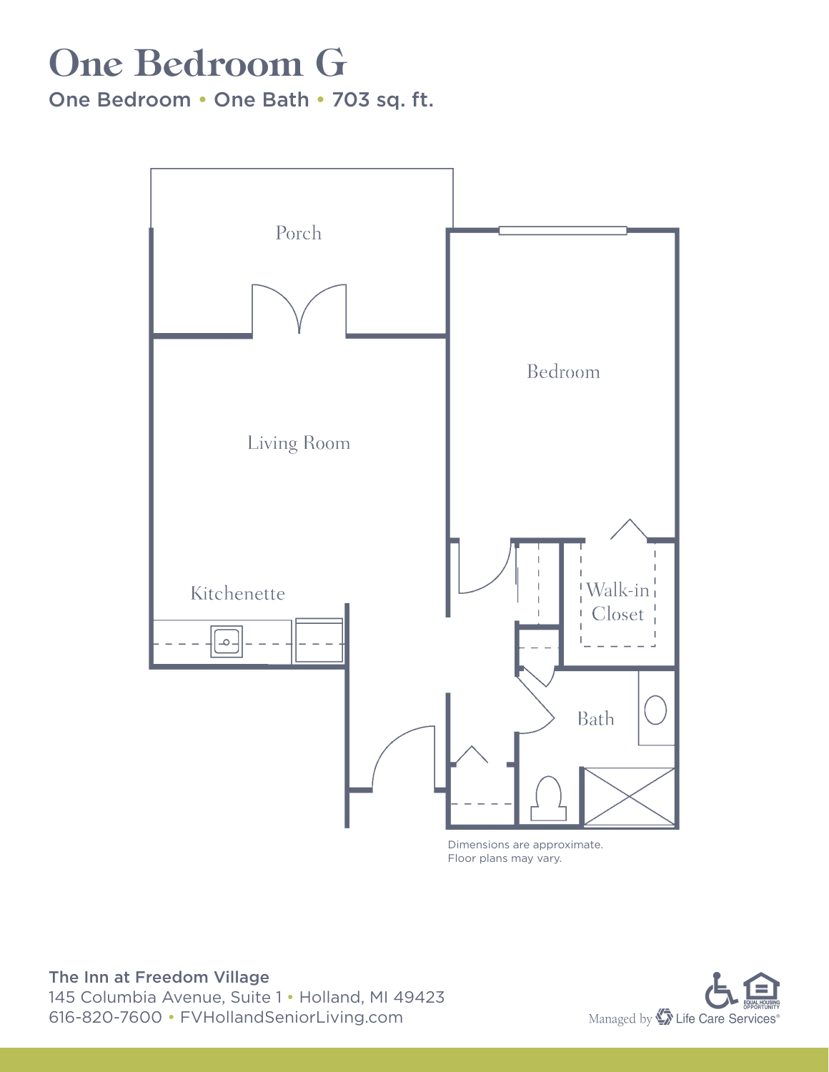# One Bedroom G

One Bedroom • One Bath • 703 sq. ft.

Porch

Bedroom

Living Room

Kitchenette

Walk-in Closet

Bath

Dimensions are approximate.
Floor plans may vary.

**The Inn at Freedom Village**
145 Columbia Avenue, Suite 1 • Holland, MI 49423
616-820-7600 • FVHollandSeniorLiving.com

Managed by Life Care Services®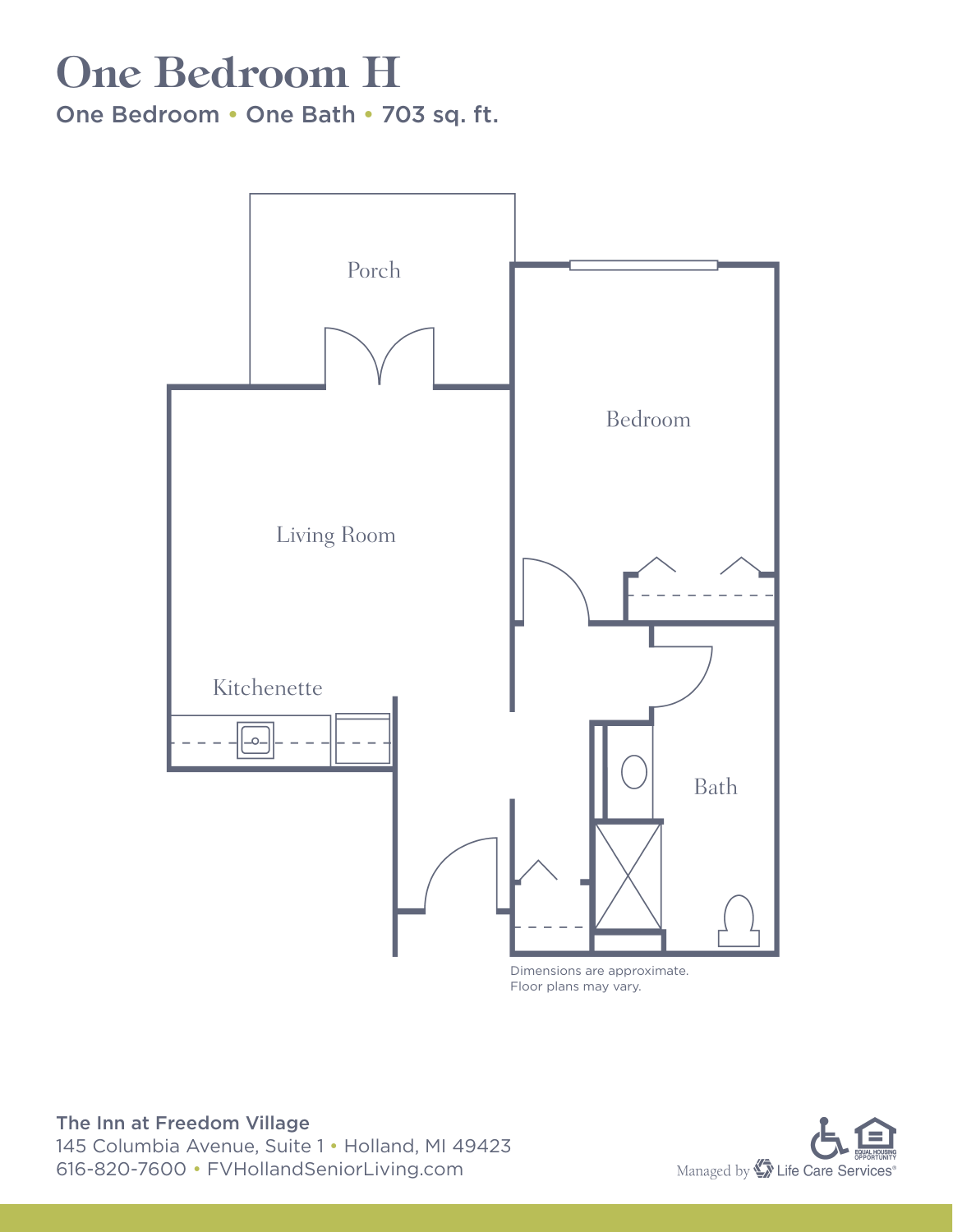# One Bedroom H

One Bedroom • One Bath • 703 sq. ft.

Porch

Bedroom

Living Room

Kitchenette

Bath

Dimensions are approximate.
Floor plans may vary.

**The Inn at Freedom Village**
145 Columbia Avenue, Suite 1 • Holland, MI 49423
616-820-7600 • FVHollandSeniorLiving.com

Managed by Life Care Services®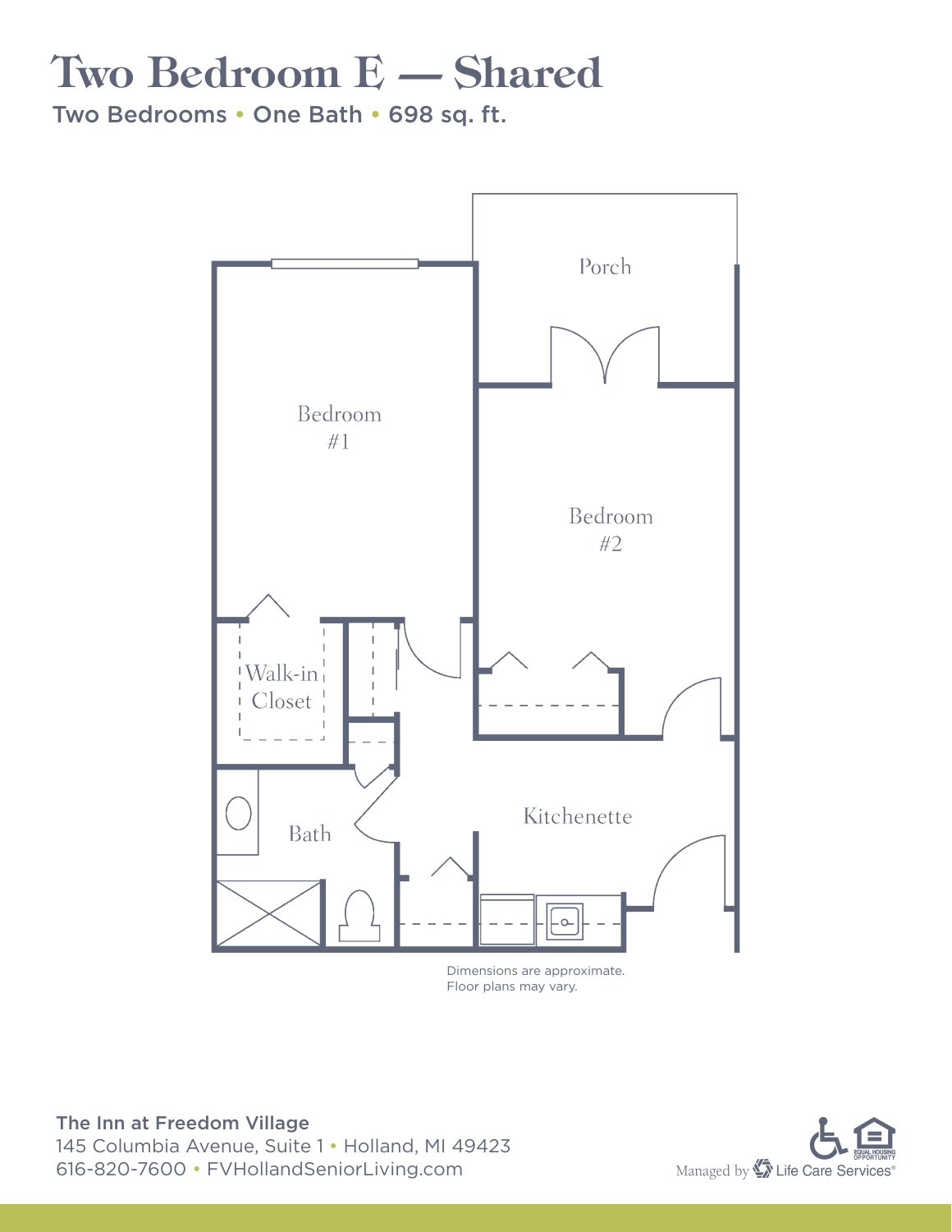# Two Bedroom E — Shared

Two Bedrooms • One Bath • 698 sq. ft.

Porch

Bedroom #1

Bedroom #2

Walk-in Closet

Bath

Kitchenette

Dimensions are approximate.
Floor plans may vary.

**The Inn at Freedom Village**
145 Columbia Avenue, Suite 1 • Holland, MI 49423
616-820-7600 • FVHollandSeniorLiving.com

Managed by Life Care Services®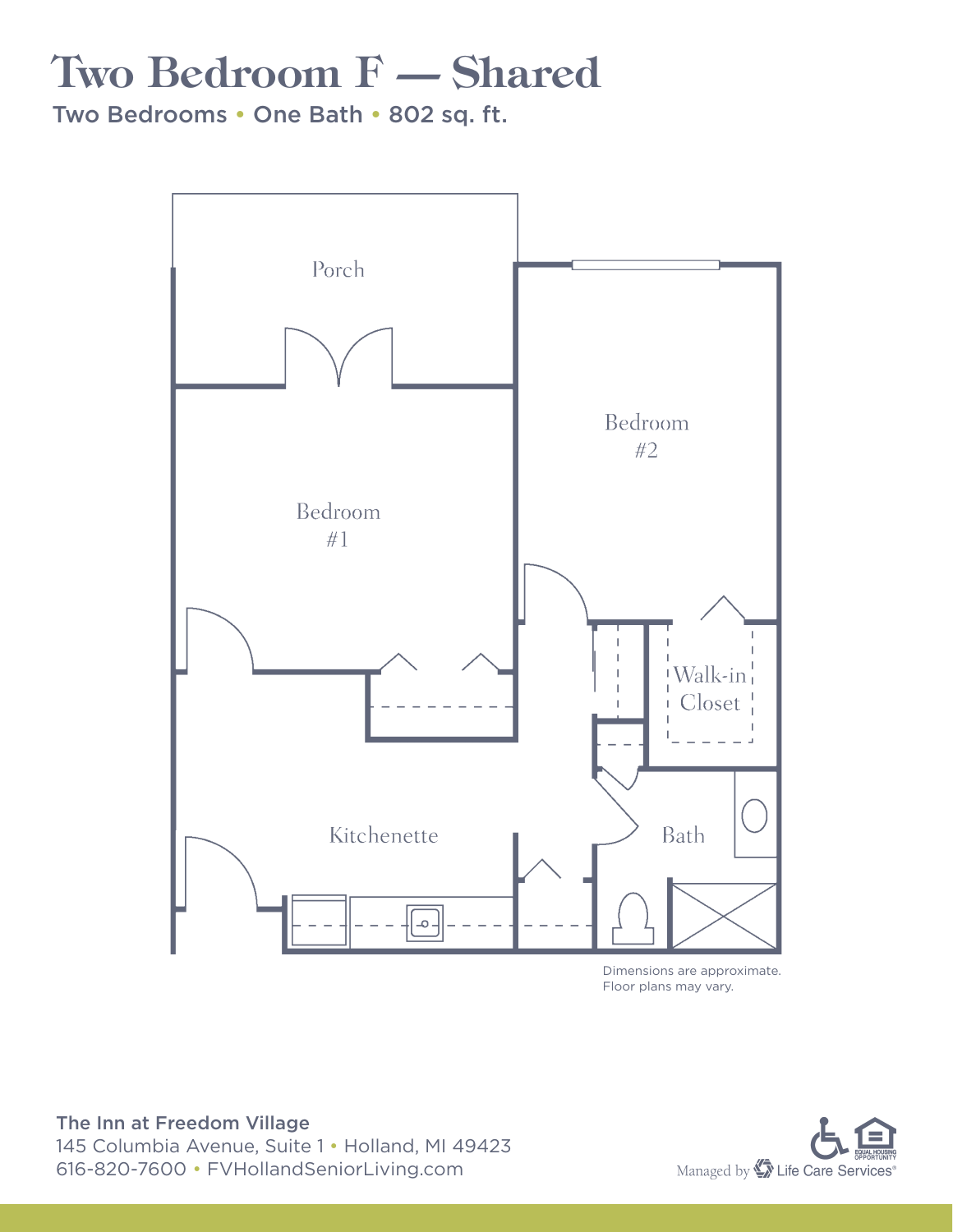# Two Bedroom F — Shared

Two Bedrooms • One Bath • 802 sq. ft.

Porch

Bedroom #2

Bedroom #1

Walk-in Closet

Kitchenette

Bath

Dimensions are approximate.
Floor plans may vary.

**The Inn at Freedom Village**
145 Columbia Avenue, Suite 1 • Holland, MI 49423
616-820-7600 • FVHollandSeniorLiving.com

EQUAL HOUSING OPPORTUNITY

Managed by Life Care Services®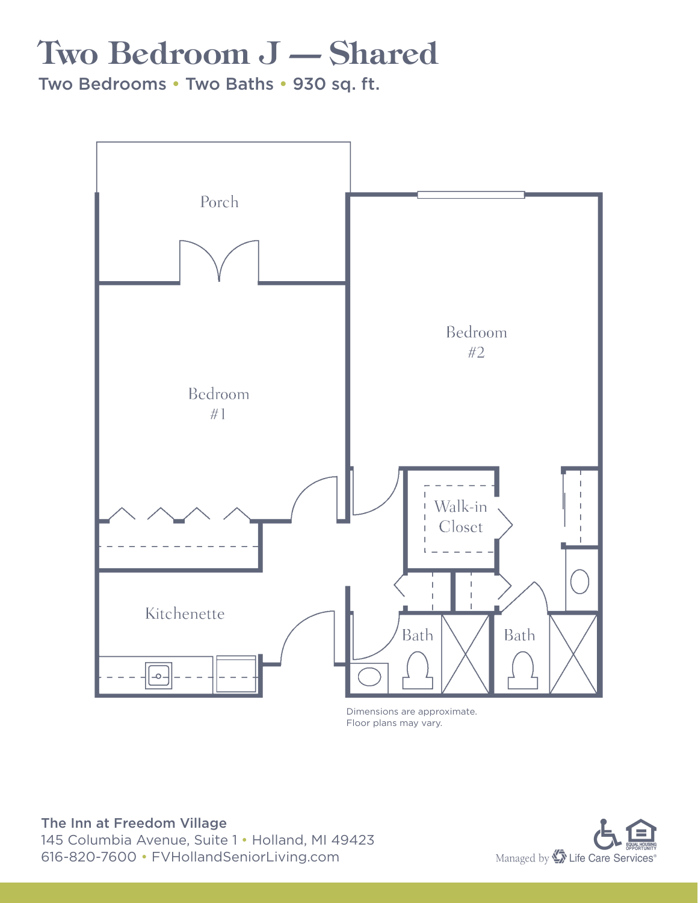# Two Bedroom J — Shared

Two Bedrooms • Two Baths • 930 sq. ft.

Porch

Bedroom #1

Bedroom #2

Walk-in Closet

Kitchenette

Bath

Bath

Dimensions are approximate.
Floor plans may vary.

**The Inn at Freedom Village**
145 Columbia Avenue, Suite 1 • Holland, MI 49423
616-820-7600 • FVHollandSeniorLiving.com

Managed by Life Care Services®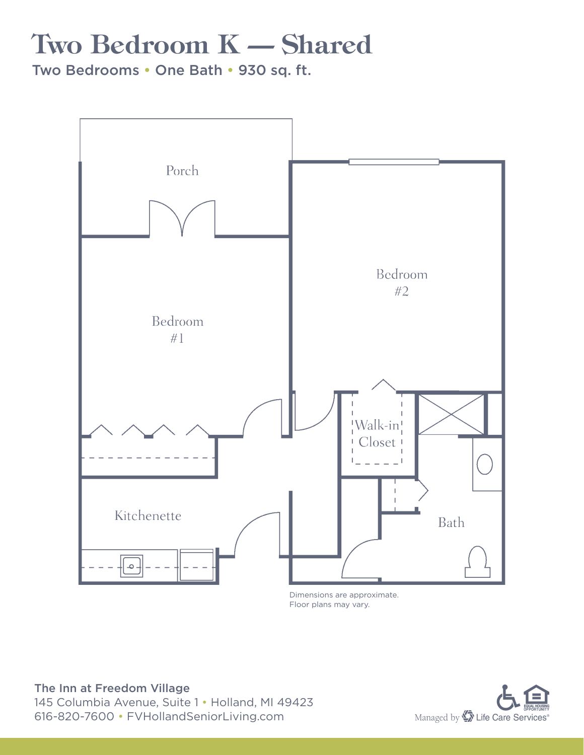# Two Bedroom K — Shared

Two Bedrooms • One Bath • 930 sq. ft.

Porch

Bedroom #1

Bedroom #2

Walk-in Closet

Kitchenette

Bath

Dimensions are approximate.
Floor plans may vary.

**The Inn at Freedom Village**
145 Columbia Avenue, Suite 1 • Holland, MI 49423
616-820-7600 • FVHollandSeniorLiving.com

Managed by Life Care Services®